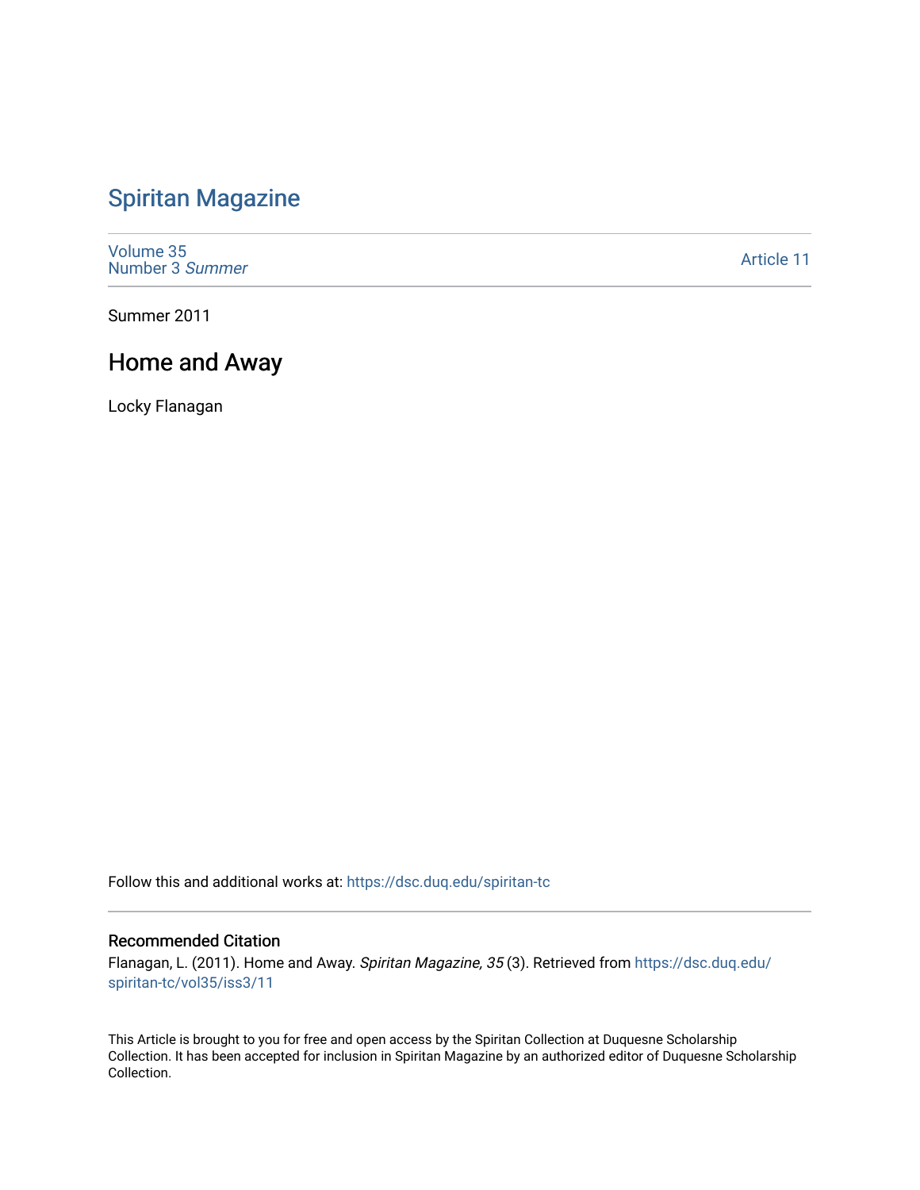# Spiritan Magazine

Volume 35
Number 3 *Summer*

Article 11

Summer 2011

## Home and Away

Locky Flanagan

Follow this and additional works at: https://dsc.duq.edu/spiritan-tc

### Recommended Citation

Flanagan, L. (2011). Home and Away. *Spiritan Magazine, 35* (3). Retrieved from https://dsc.duq.edu/spiritan-tc/vol35/iss3/11

This Article is brought to you for free and open access by the Spiritan Collection at Duquesne Scholarship Collection. It has been accepted for inclusion in Spiritan Magazine by an authorized editor of Duquesne Scholarship Collection.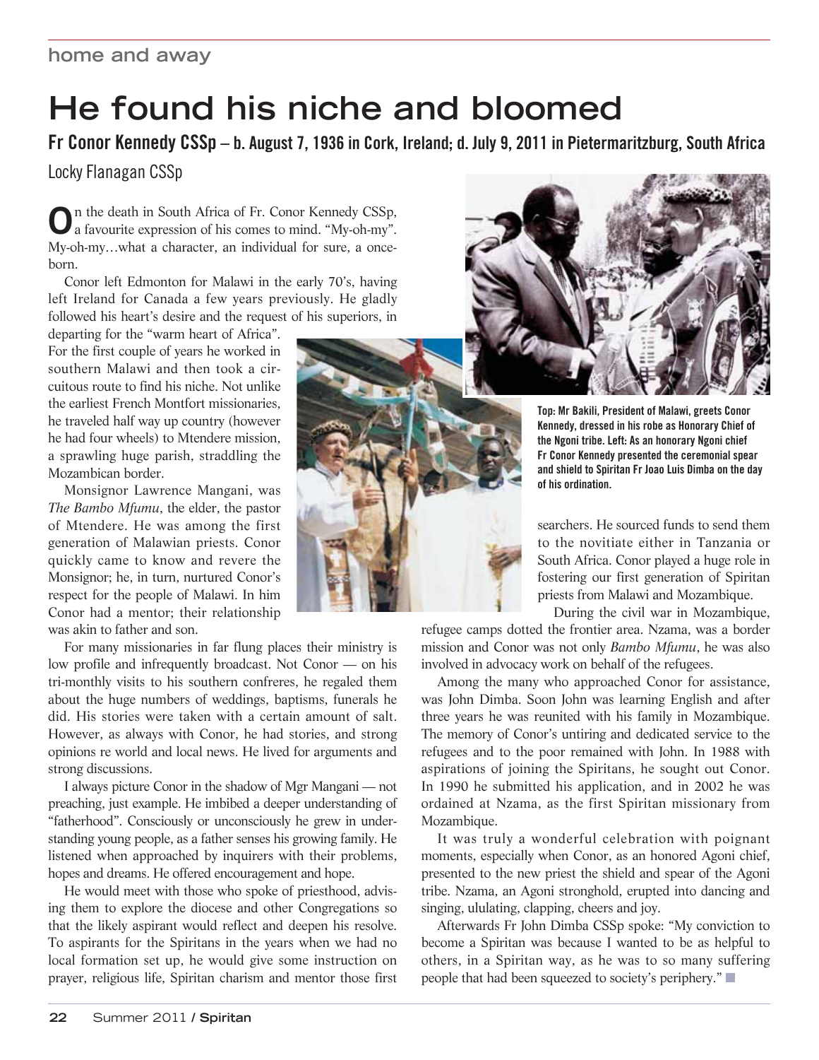# He found his niche and bloomed

**Fr Conor Kennedy CSSp – b. August 7, 1936 in Cork, Ireland; d. July 9, 2011 in Pietermaritzburg, South Africa**

Locky Flanagan CSSp

On the death in South Africa of Fr. Conor Kennedy CSSp, a favourite expression of his comes to mind. "My-oh-my". My-oh-my…what a character, an individual for sure, a once-born.

Conor left Edmonton for Malawi in the early 70's, having left Ireland for Canada a few years previously. He gladly followed his heart's desire and the request of his superiors, in departing for the "warm heart of Africa". For the first couple of years he worked in southern Malawi and then took a circuitous route to find his niche. Not unlike the earliest French Montfort missionaries, he traveled half way up country (however he had four wheels) to Mtendere mission, a sprawling huge parish, straddling the Mozambican border.

Monsignor Lawrence Mangani, was *The Bambo Mfumu*, the elder, the pastor of Mtendere. He was among the first generation of Malawian priests. Conor quickly came to know and revere the Monsignor; he, in turn, nurtured Conor's respect for the people of Malawi. In him Conor had a mentor; their relationship was akin to father and son.

For many missionaries in far flung places their ministry is low profile and infrequently broadcast. Not Conor — on his tri-monthly visits to his southern confreres, he regaled them about the huge numbers of weddings, baptisms, funerals he did. His stories were taken with a certain amount of salt. However, as always with Conor, he had stories, and strong opinions re world and local news. He lived for arguments and strong discussions.

I always picture Conor in the shadow of Mgr Mangani — not preaching, just example. He imbibed a deeper understanding of "fatherhood". Consciously or unconsciously he grew in understanding young people, as a father senses his growing family. He listened when approached by inquirers with their problems, hopes and dreams. He offered encouragement and hope.

He would meet with those who spoke of priesthood, advising them to explore the diocese and other Congregations so that the likely aspirant would reflect and deepen his resolve. To aspirants for the Spiritans in the years when we had no local formation set up, he would give some instruction on prayer, religious life, Spiritan charism and mentor those first searchers. He sourced funds to send them to the novitiate either in Tanzania or South Africa. Conor played a huge role in fostering our first generation of Spiritan priests from Malawi and Mozambique.

**Top: Mr Bakili, President of Malawi, greets Conor Kennedy, dressed in his robe as Honorary Chief of the Ngoni tribe. Left: As an honorary Ngoni chief Fr Conor Kennedy presented the ceremonial spear and shield to Spiritan Fr Joao Luis Dimba on the day of his ordination.**

During the civil war in Mozambique, refugee camps dotted the frontier area. Nzama, was a border mission and Conor was not only *Bambo Mfumu*, he was also involved in advocacy work on behalf of the refugees.

Among the many who approached Conor for assistance, was John Dimba. Soon John was learning English and after three years he was reunited with his family in Mozambique. The memory of Conor's untiring and dedicated service to the refugees and to the poor remained with John. In 1988 with aspirations of joining the Spiritans, he sought out Conor. In 1990 he submitted his application, and in 2002 he was ordained at Nzama, as the first Spiritan missionary from Mozambique.

It was truly a wonderful celebration with poignant moments, especially when Conor, as an honored Agoni chief, presented to the new priest the shield and spear of the Agoni tribe. Nzama, an Agoni stronghold, erupted into dancing and singing, ululating, clapping, cheers and joy.

Afterwards Fr John Dimba CSSp spoke: "My conviction to become a Spiritan was because I wanted to be as helpful to others, in a Spiritan way, as he was to so many suffering people that had been squeezed to society's periphery."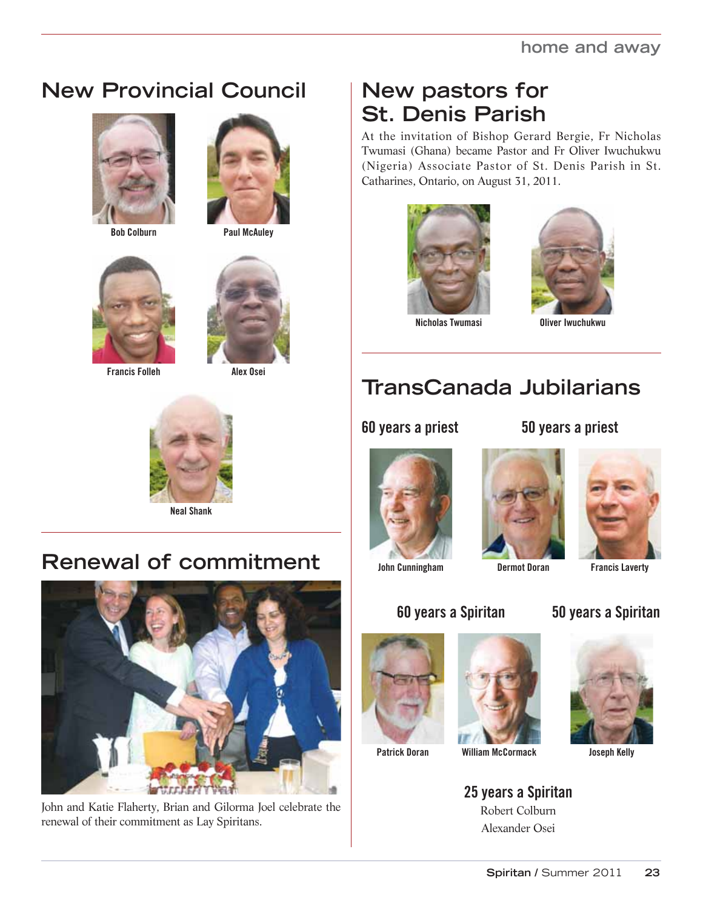## New Provincial Council

Bob Colburn

Paul McAuley

Francis Folleh

Alex Osei

Neal Shank

## Renewal of commitment

John and Katie Flaherty, Brian and Gilorma Joel celebrate the renewal of their commitment as Lay Spiritans.

## New pastors for St. Denis Parish

At the invitation of Bishop Gerard Bergie, Fr Nicholas Twumasi (Ghana) became Pastor and Fr Oliver Iwuchukwu (Nigeria) Associate Pastor of St. Denis Parish in St. Catharines, Ontario, on August 31, 2011.

Nicholas Twumasi

Oliver Iwuchukwu

## TransCanada Jubilarians

### 60 years a priest

John Cunningham

### 50 years a priest

Dermot Doran

Francis Laverty

### 60 years a Spiritan

Patrick Doran

William McCormack

### 50 years a Spiritan

Joseph Kelly

### 25 years a Spiritan

Robert Colburn

Alexander Osei